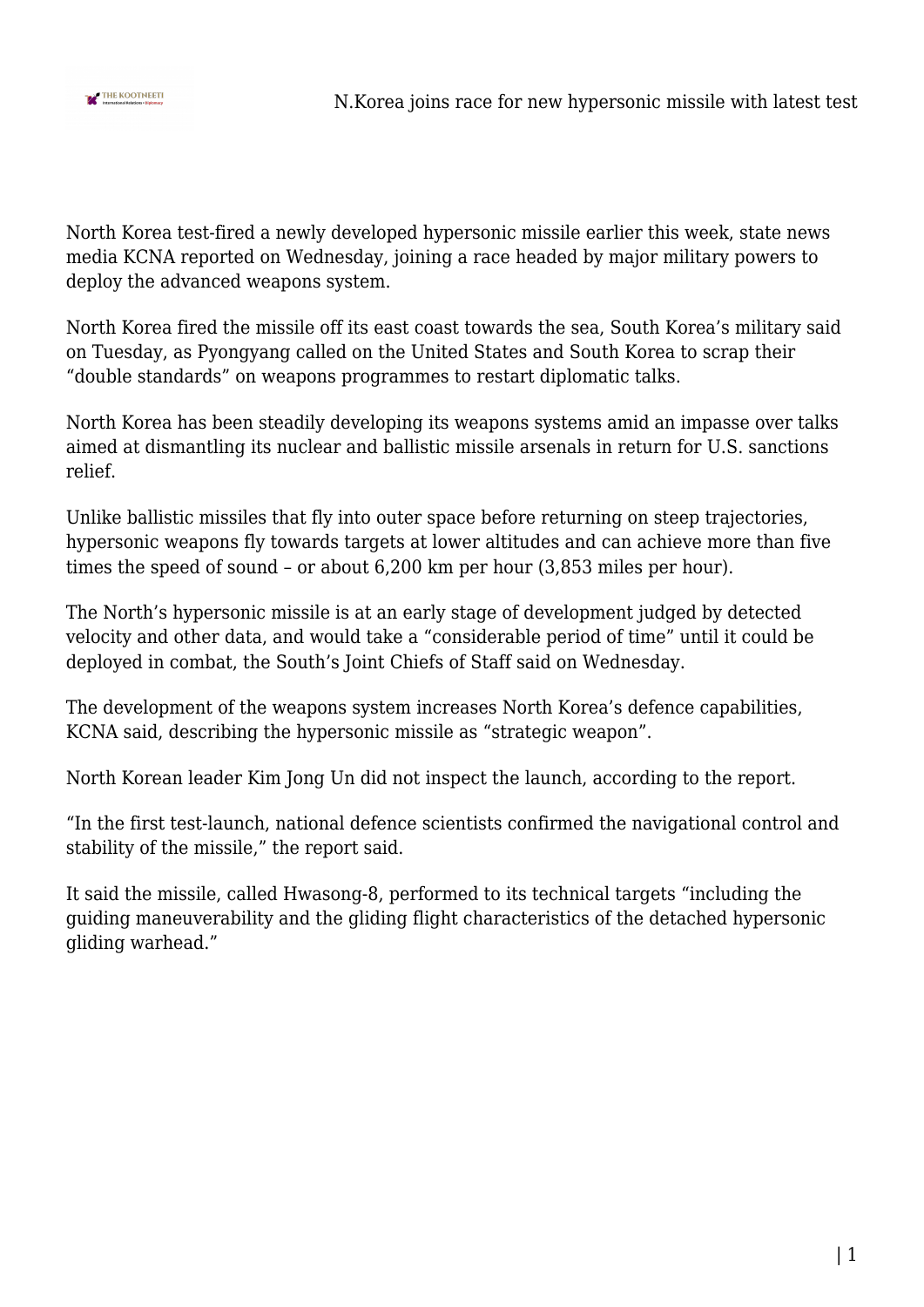North Korea test-fired a newly developed hypersonic missile earlier this week, state news media KCNA reported on Wednesday, joining a race headed by major military powers to deploy the advanced weapons system.

North Korea fired the missile off its east coast towards the sea, South Korea's military said on Tuesday, as Pyongyang called on the United States and South Korea to scrap their "double standards" on weapons programmes to restart diplomatic talks.

North Korea has been steadily developing its weapons systems amid an impasse over talks aimed at dismantling its nuclear and ballistic missile arsenals in return for U.S. sanctions relief.

Unlike ballistic missiles that fly into outer space before returning on steep trajectories, hypersonic weapons fly towards targets at lower altitudes and can achieve more than five times the speed of sound – or about 6,200 km per hour (3,853 miles per hour).

The North's hypersonic missile is at an early stage of development judged by detected velocity and other data, and would take a "considerable period of time" until it could be deployed in combat, the South's Joint Chiefs of Staff said on Wednesday.

The development of the weapons system increases North Korea's defence capabilities, KCNA said, describing the hypersonic missile as "strategic weapon".

North Korean leader Kim Jong Un did not inspect the launch, according to the report.

"In the first test-launch, national defence scientists confirmed the navigational control and stability of the missile," the report said.

It said the missile, called Hwasong-8, performed to its technical targets "including the guiding maneuverability and the gliding flight characteristics of the detached hypersonic gliding warhead."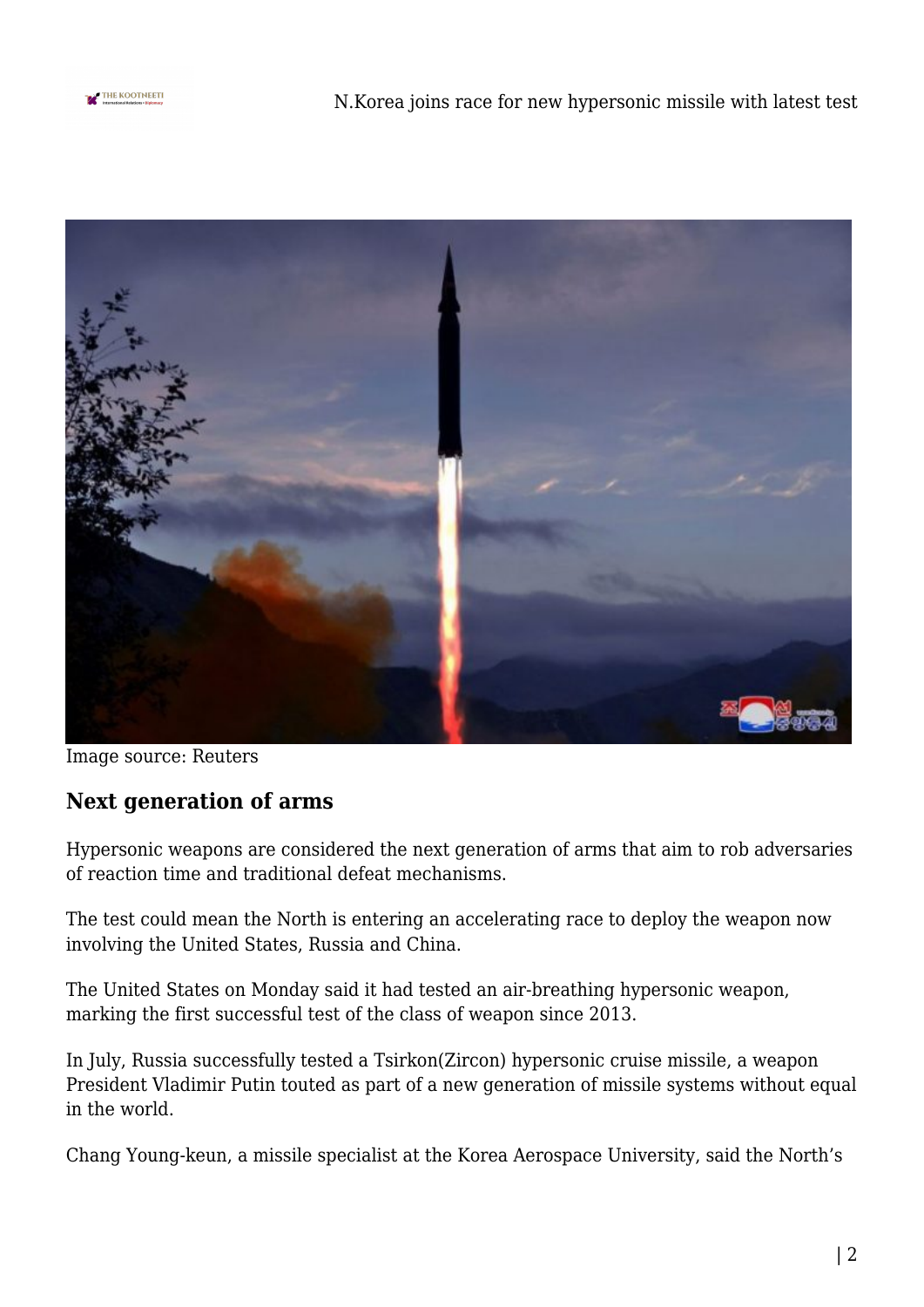Image source: Reuters

## Next generation of arms

Hypersonic weapons are considered the next generation of arms that aim to rob adversaries of reaction time and traditional defeat mechanisms.

The test could mean the North is entering an accelerating race to deploy the weapon now involving the United States, Russia and China.

The United States on Monday said it had tested an air-breathing hypersonic weapon, marking the first successful test of the class of weapon since 2013.

In July, Russia successfully tested a Tsirkon(Zircon) hypersonic cruise missile, a weapon President Vladimir Putin touted as part of a new generation of missile systems without equal in the world.

Chang Young-keun, a missile specialist at the Korea Aerospace University, said the North's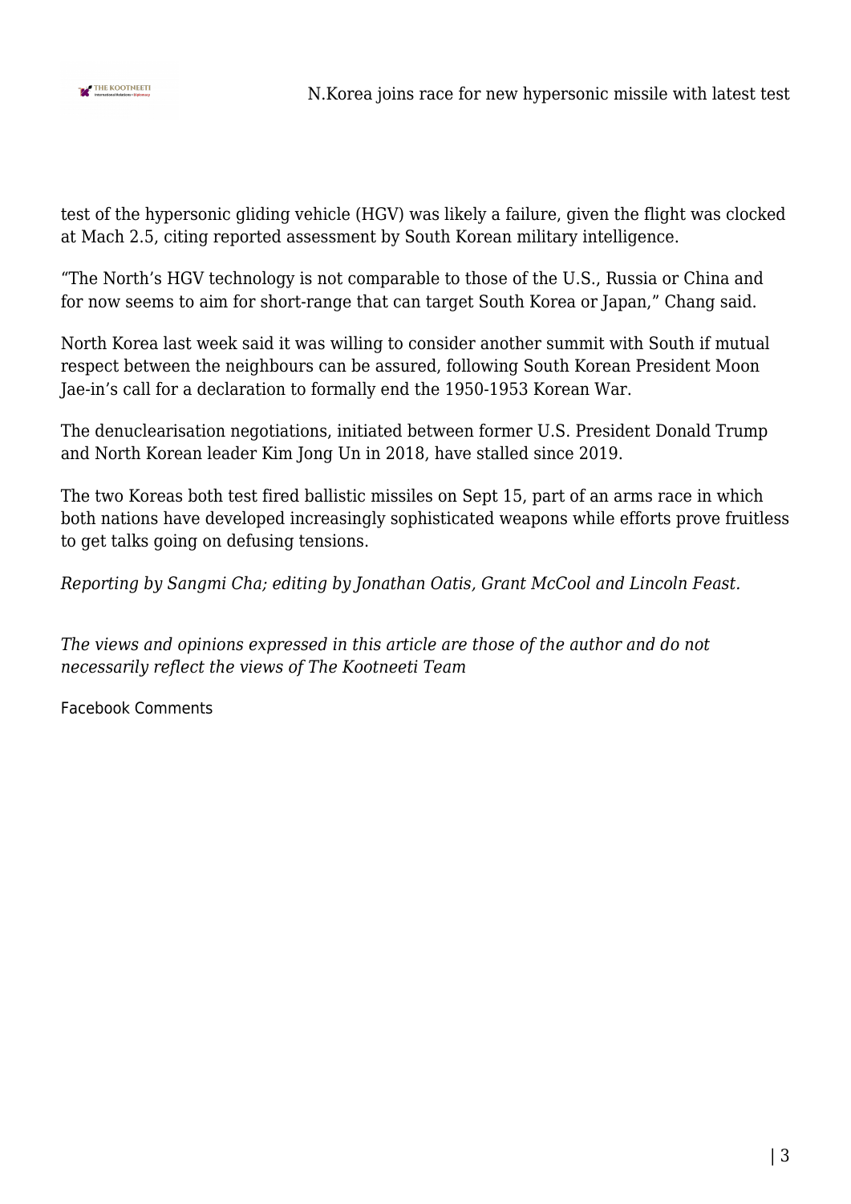test of the hypersonic gliding vehicle (HGV) was likely a failure, given the flight was clocked at Mach 2.5, citing reported assessment by South Korean military intelligence.

"The North's HGV technology is not comparable to those of the U.S., Russia or China and for now seems to aim for short-range that can target South Korea or Japan," Chang said.

North Korea last week said it was willing to consider another summit with South if mutual respect between the neighbours can be assured, following South Korean President Moon Jae-in's call for a declaration to formally end the 1950-1953 Korean War.

The denuclearisation negotiations, initiated between former U.S. President Donald Trump and North Korean leader Kim Jong Un in 2018, have stalled since 2019.

The two Koreas both test fired ballistic missiles on Sept 15, part of an arms race in which both nations have developed increasingly sophisticated weapons while efforts prove fruitless to get talks going on defusing tensions.

*Reporting by Sangmi Cha; editing by Jonathan Oatis, Grant McCool and Lincoln Feast.*

*The views and opinions expressed in this article are those of the author and do not necessarily reflect the views of The Kootneeti Team*

Facebook Comments